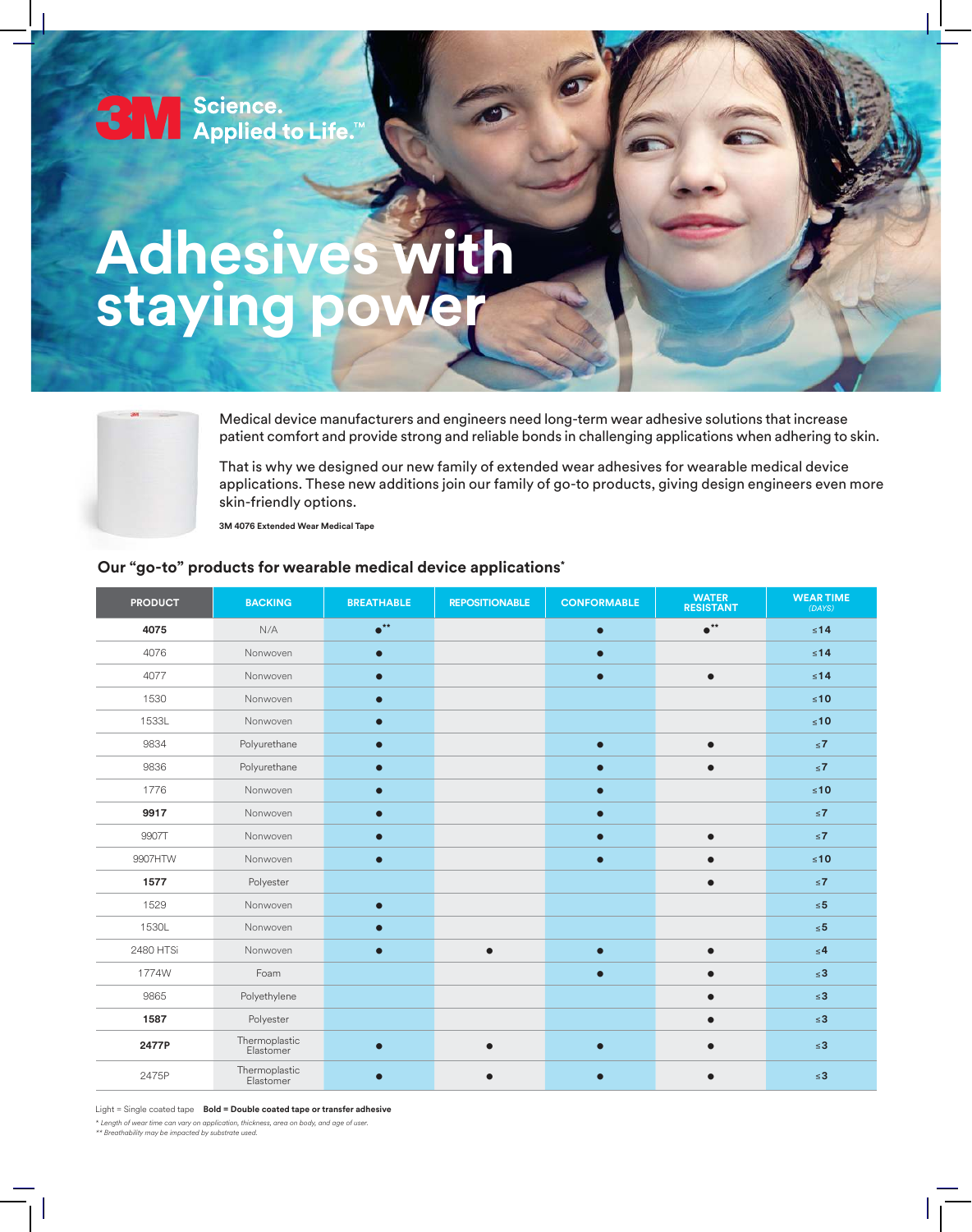3M Science. Applied to Life.™

# Adhesives with staying power

Medical device manufacturers and engineers need long-term wear adhesive solutions that increase patient comfort and provide strong and reliable bonds in challenging applications when adhering to skin.

That is why we designed our new family of extended wear adhesives for wearable medical device applications. These new additions join our family of go-to products, giving design engineers even more skin-friendly options.

**3M 4076 Extended Wear Medical Tape**

## Our "go-to" products for wearable medical device applications*

| PRODUCT | BACKING | BREATHABLE | REPOSITIONABLE | CONFORMABLE | WATER RESISTANT | WEAR TIME *(DAYS)* |
|---|---|---|---|---|---|---|
| **4075** | N/A | ●** | | ● | ●** | ≤**14** |
| 4076 | Nonwoven | ● | | ● | | ≤**14** |
| 4077 | Nonwoven | ● | | ● | ● | ≤**14** |
| 1530 | Nonwoven | ● | | | | ≤**10** |
| 1533L | Nonwoven | ● | | | | ≤**10** |
| 9834 | Polyurethane | ● | | ● | ● | ≤**7** |
| 9836 | Polyurethane | ● | | ● | ● | ≤**7** |
| 1776 | Nonwoven | ● | | ● | | ≤**10** |
| **9917** | Nonwoven | ● | | ● | | ≤**7** |
| 9907T | Nonwoven | ● | | ● | ● | ≤**7** |
| 9907HTW | Nonwoven | ● | | ● | ● | ≤**10** |
| **1577** | Polyester | | | | ● | ≤**7** |
| 1529 | Nonwoven | ● | | | | ≤**5** |
| 1530L | Nonwoven | ● | | | | ≤**5** |
| 2480 HTSi | Nonwoven | ● | ● | ● | ● | ≤**4** |
| 1774W | Foam | | | ● | ● | ≤**3** |
| 9865 | Polyethylene | | | | ● | ≤**3** |
| **1587** | Polyester | | | | ● | ≤**3** |
| **2477P** | Thermoplastic Elastomer | ● | ● | ● | ● | ≤**3** |
| 2475P | Thermoplastic Elastomer | ● | ● | ● | ● | ≤**3** |

Light = Single coated tape **Bold = Double coated tape or transfer adhesive**

*\* Length of wear time can vary on application, thickness, area on body, and age of user.*

*\*\* Breathability may be impacted by substrate used.*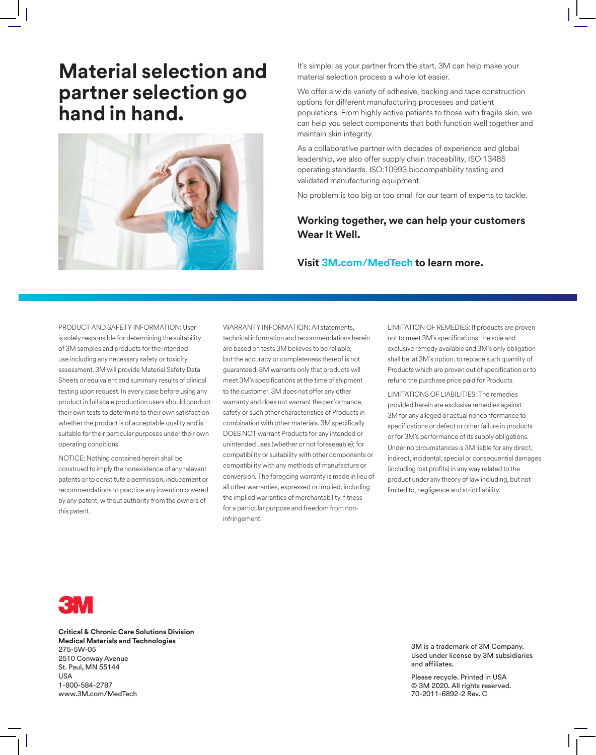# Material selection and partner selection go hand in hand.

It's simple: as your partner from the start, 3M can help make your material selection process a whole lot easier.

We offer a wide variety of adhesive, backing and tape construction options for different manufacturing processes and patient populations. From highly active patients to those with fragile skin, we can help you select components that both function well together and maintain skin integrity.

As a collaborative partner with decades of experience and global leadership, we also offer supply chain traceability, ISO:13485 operating standards, ISO:10993 biocompatibility testing and validated manufacturing equipment.

No problem is too big or too small for our team of experts to tackle.

**Working together, we can help your customers Wear It Well.**

**Visit 3M.com/MedTech to learn more.**

PRODUCT AND SAFETY INFORMATION: User is solely responsible for determining the suitability of 3M samples and products for the intended use including any necessary safety or toxicity assessment. 3M will provide Material Safety Data Sheets or equivalent and summary results of clinical testing upon request. In every case before using any product in full scale production users should conduct their own tests to determine to their own satisfaction whether the product is of acceptable quality and is suitable for their particular purposes under their own operating conditions.

NOTICE: Nothing contained herein shall be construed to imply the nonexistence of any relevant patents or to constitute a permission, inducement or recommendations to practice any invention covered by any patent, without authority from the owners of this patent.

WARRANTY INFORMATION: All statements, technical information and recommendations herein are based on tests 3M believes to be reliable, but the accuracy or completeness thereof is not guaranteed. 3M warrants only that products will meet 3M's specifications at the time of shipment to the customer. 3M does not offer any other warranty and does not warrant the performance, safety or such other characteristics of Products in combination with other materials. 3M specifically DOES NOT warrant Products for any intended or unintended uses (whether or not foreseeable); for compatibility or suitability with other components or compatibility with any methods of manufacture or conversion. The foregoing warranty is made in lieu of all other warranties, expressed or implied, including the implied warranties of merchantability, fitness for a particular purpose and freedom from non-infringement.

LIMITATION OF REMEDIES: If products are proven not to meet 3M's specifications, the sole and exclusive remedy available and 3M's only obligation shall be, at 3M's option, to replace such quantity of Products which are proven out of specification or to refund the purchase price paid for Products.

LIMITATIONS OF LIABILITIES: The remedies provided herein are exclusive remedies against 3M for any alleged or actual nonconformance to specifications or defect or other failure in products or for 3M's performance of its supply obligations. Under no circumstances is 3M liable for any direct, indirect, incidental, special or consequential damages (including lost profits) in any way related to the product under any theory of law including, but not limited to, negligence and strict liability.

3M

**Critical & Chronic Care Solutions Division**
**Medical Materials and Technologies**
275-5W-05
2510 Conway Avenue
St. Paul, MN 55144
USA
1-800-584-2787
www.3M.com/MedTech

3M is a trademark of 3M Company. Used under license by 3M subsidiaries and affiliates.

Please recycle. Printed in USA
© 3M 2020. All rights reserved.
70-2011-6892-2 Rev. C